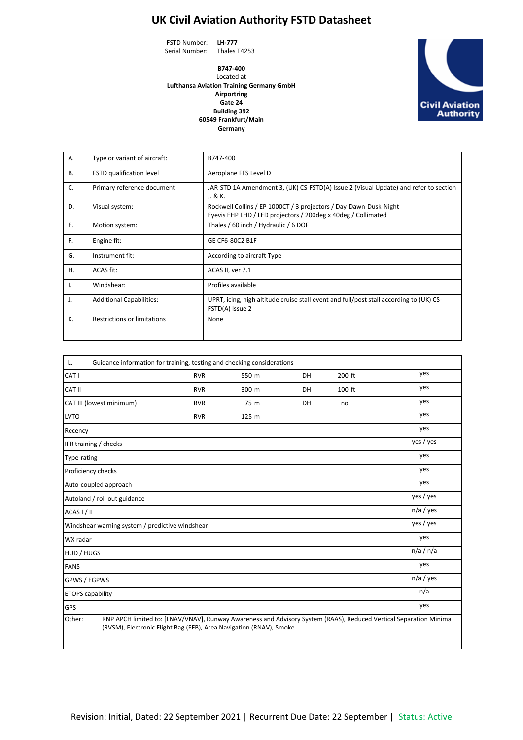# UK Civil Aviation Authority FSTD Datasheet

FSTD Number: **LH-777**
Serial Number: Thales T4253

**B747-400**
Located at
**Lufthansa Aviation Training Germany GmbH**
**Airportring**
**Gate 24**
**Building 392**
**60549 Frankfurt/Main**
**Germany**

| | | |
|---|---|---|
| A. | Type or variant of aircraft: | B747-400 |
| B. | FSTD qualification level | Aeroplane FFS Level D |
| C. | Primary reference document | JAR-STD 1A Amendment 3, (UK) CS-FSTD(A) Issue 2 (Visual Update) and refer to section J. & K. |
| D. | Visual system: | Rockwell Collins / EP 1000CT / 3 projectors / Day-Dawn-Dusk-Night<br>Eyevis EHP LHD / LED projectors / 200deg x 40deg / Collimated |
| E. | Motion system: | Thales / 60 inch / Hydraulic / 6 DOF |
| F. | Engine fit: | GE CF6-80C2 B1F |
| G. | Instrument fit: | According to aircraft Type |
| H. | ACAS fit: | ACAS II, ver 7.1 |
| I. | Windshear: | Profiles available |
| J. | Additional Capabilities: | UPRT, icing, high altitude cruise stall event and full/post stall according to (UK) CS-FSTD(A) Issue 2 |
| K. | Restrictions or limitations | None |

| L. Guidance information for training, testing and checking considerations | | | | | |
|---|---|---|---|---|---|
| CAT I | RVR | 550 m | DH | 200 ft | yes |
| CAT II | RVR | 300 m | DH | 100 ft | yes |
| CAT III (lowest minimum) | RVR | 75 m | DH | no | yes |
| LVTO | RVR | 125 m | | | yes |
| Recency | | | | | yes |
| IFR training / checks | | | | | yes / yes |
| Type-rating | | | | | yes |
| Proficiency checks | | | | | yes |
| Auto-coupled approach | | | | | yes |
| Autoland / roll out guidance | | | | | yes / yes |
| ACAS I / II | | | | | n/a / yes |
| Windshear warning system / predictive windshear | | | | | yes / yes |
| WX radar | | | | | yes |
| HUD / HUGS | | | | | n/a / n/a |
| FANS | | | | | yes |
| GPWS / EGPWS | | | | | n/a / yes |
| ETOPS capability | | | | | n/a |
| GPS | | | | | yes |
| Other: RNP APCH limited to: [LNAV/VNAV], Runway Awareness and Advisory System (RAAS), Reduced Vertical Separation Minima (RVSM), Electronic Flight Bag (EFB), Area Navigation (RNAV), Smoke | | | | | |

Revision: Initial, Dated: 22 September 2021 | Recurrent Due Date: 22 September | Status: Active